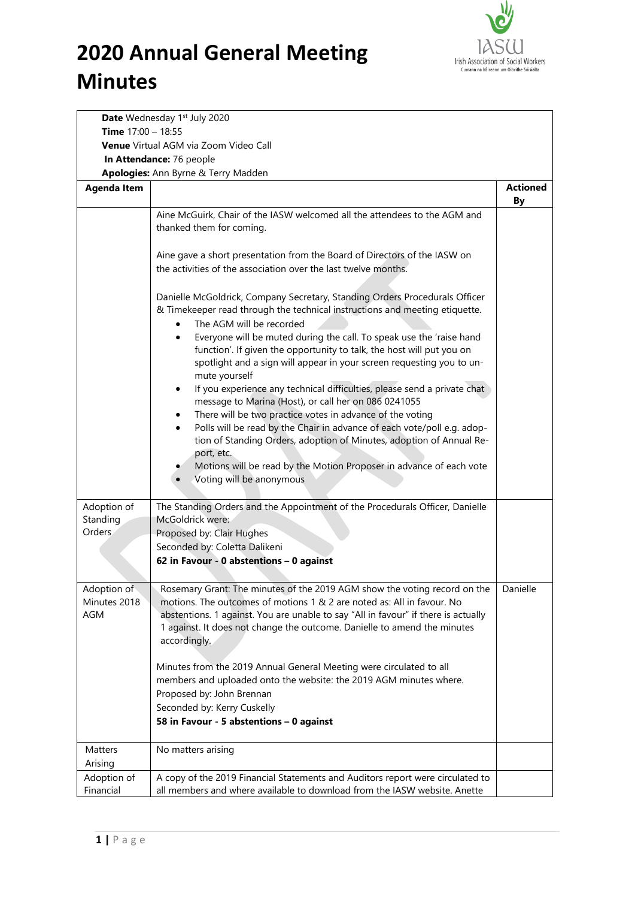# 2020 Annual General Meeting Minutes

| **Date** Wednesday 1st July 2020<br>**Time** 17:00 – 18:55<br>**Venue** Virtual AGM via Zoom Video Call<br>**In Attendance:** 76 people<br>**Apologies:** Ann Byrne & Terry Madden | | |
|---|---|---|
| **Agenda Item** | | **Actioned By** |
| | Aine McGuirk, Chair of the IASW welcomed all the attendees to the AGM and thanked them for coming.<br><br>Aine gave a short presentation from the Board of Directors of the IASW on the activities of the association over the last twelve months.<br><br>Danielle McGoldrick, Company Secretary, Standing Orders Procedurals Officer & Timekeeper read through the technical instructions and meeting etiquette.<br>• The AGM will be recorded<br>• Everyone will be muted during the call. To speak use the 'raise hand function'. If given the opportunity to talk, the host will put you on spotlight and a sign will appear in your screen requesting you to un-mute yourself<br>• If you experience any technical difficulties, please send a private chat message to Marina (Host), or call her on 086 0241055<br>• There will be two practice votes in advance of the voting<br>• Polls will be read by the Chair in advance of each vote/poll e.g. adoption of Standing Orders, adoption of Minutes, adoption of Annual Report, etc.<br>• Motions will be read by the Motion Proposer in advance of each vote<br>• Voting will be anonymous | |
| Adoption of Standing Orders | The Standing Orders and the Appointment of the Procedurals Officer, Danielle McGoldrick were:<br>Proposed by: Clair Hughes<br>Seconded by: Coletta Dalikeni<br>**62 in Favour - 0 abstentions – 0 against** | |
| Adoption of Minutes 2018 AGM | Rosemary Grant: The minutes of the 2019 AGM show the voting record on the motions. The outcomes of motions 1 & 2 are noted as: All in favour. No abstentions. 1 against. You are unable to say "All in favour" if there is actually 1 against. It does not change the outcome. Danielle to amend the minutes accordingly.<br><br>Minutes from the 2019 Annual General Meeting were circulated to all members and uploaded onto the website: the 2019 AGM minutes where.<br>Proposed by: John Brennan<br>Seconded by: Kerry Cuskelly<br>**58 in Favour - 5 abstentions – 0 against** | Danielle |
| Matters Arising | No matters arising | |
| Adoption of Financial | A copy of the 2019 Financial Statements and Auditors report were circulated to all members and where available to download from the IASW website. Anette | |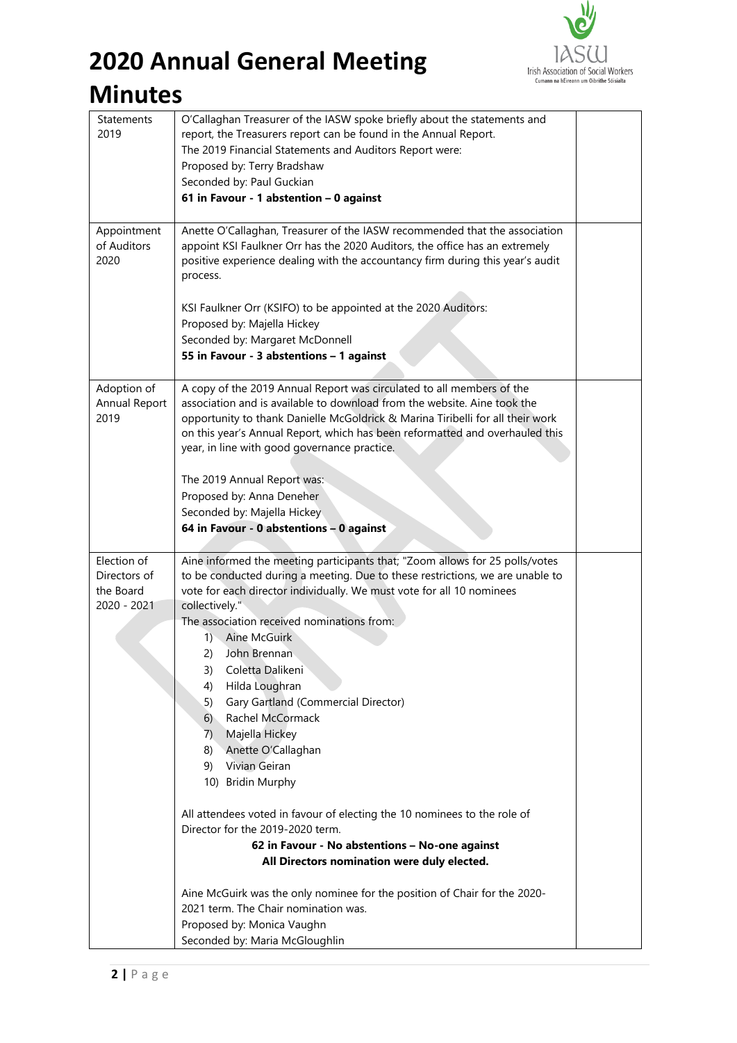# 2020 Annual General Meeting Minutes

| | | |
|---|---|---|
| Statements 2019 | O'Callaghan Treasurer of the IASW spoke briefly about the statements and report, the Treasurers report can be found in the Annual Report.<br>The 2019 Financial Statements and Auditors Report were:<br>Proposed by: Terry Bradshaw<br>Seconded by: Paul Guckian<br>**61 in Favour - 1 abstention – 0 against** | |
| Appointment of Auditors 2020 | Anette O'Callaghan, Treasurer of the IASW recommended that the association appoint KSI Faulkner Orr has the 2020 Auditors, the office has an extremely positive experience dealing with the accountancy firm during this year's audit process.<br><br>KSI Faulkner Orr (KSIFO) to be appointed at the 2020 Auditors:<br>Proposed by: Majella Hickey<br>Seconded by: Margaret McDonnell<br>**55 in Favour - 3 abstentions – 1 against** | |
| Adoption of Annual Report 2019 | A copy of the 2019 Annual Report was circulated to all members of the association and is available to download from the website. Aine took the opportunity to thank Danielle McGoldrick & Marina Tiribelli for all their work on this year's Annual Report, which has been reformatted and overhauled this year, in line with good governance practice.<br><br>The 2019 Annual Report was:<br>Proposed by: Anna Deneher<br>Seconded by: Majella Hickey<br>**64 in Favour - 0 abstentions – 0 against** | |
| Election of Directors of the Board 2020 - 2021 | Aine informed the meeting participants that; "Zoom allows for 25 polls/votes to be conducted during a meeting. Due to these restrictions, we are unable to vote for each director individually. We must vote for all 10 nominees collectively."<br>The association received nominations from:<br>1) Aine McGuirk<br>2) John Brennan<br>3) Coletta Dalikeni<br>4) Hilda Loughran<br>5) Gary Gartland (Commercial Director)<br>6) Rachel McCormack<br>7) Majella Hickey<br>8) Anette O'Callaghan<br>9) Vivian Geiran<br>10) Bridin Murphy<br><br>All attendees voted in favour of electing the 10 nominees to the role of Director for the 2019-2020 term.<br>**62 in Favour - No abstentions – No-one against**<br>**All Directors nomination were duly elected.**<br><br>Aine McGuirk was the only nominee for the position of Chair for the 2020-2021 term. The Chair nomination was.<br>Proposed by: Monica Vaughn<br>Seconded by: Maria McGloughlin | |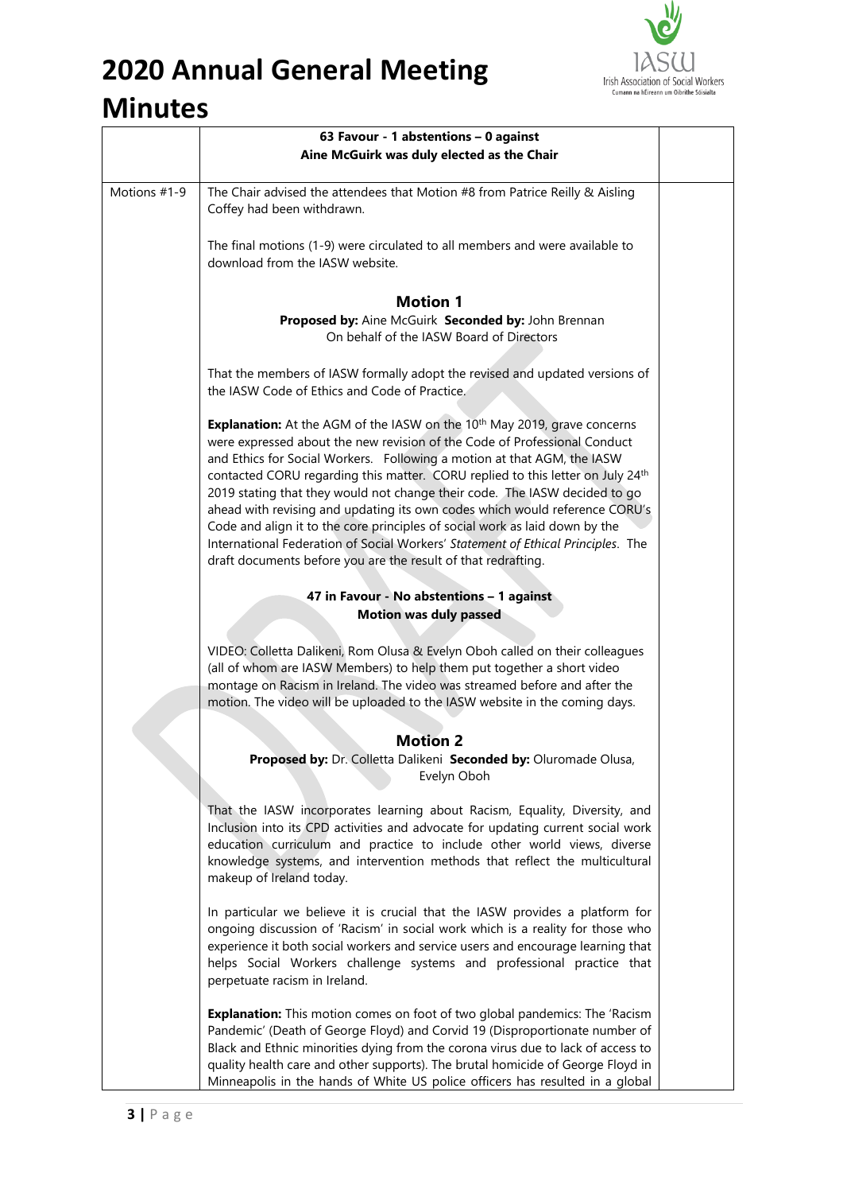# 2020 Annual General Meeting Minutes

| | | |
|---|---|---|
| | **63 Favour - 1 abstentions – 0 against**<br>**Aine McGuirk was duly elected as the Chair** | |
| Motions #1-9 | The Chair advised the attendees that Motion #8 from Patrice Reilly & Aisling Coffey had been withdrawn.<br><br>The final motions (1-9) were circulated to all members and were available to download from the IASW website.<br><br>**Motion 1**<br>**Proposed by:** Aine McGuirk **Seconded by:** John Brennan<br>On behalf of the IASW Board of Directors<br><br>That the members of IASW formally adopt the revised and updated versions of the IASW Code of Ethics and Code of Practice.<br><br>**Explanation:** At the AGM of the IASW on the 10th May 2019, grave concerns were expressed about the new revision of the Code of Professional Conduct and Ethics for Social Workers. Following a motion at that AGM, the IASW contacted CORU regarding this matter. CORU replied to this letter on July 24th 2019 stating that they would not change their code. The IASW decided to go ahead with revising and updating its own codes which would reference CORU's Code and align it to the core principles of social work as laid down by the International Federation of Social Workers' *Statement of Ethical Principles*. The draft documents before you are the result of that redrafting.<br><br>**47 in Favour - No abstentions – 1 against**<br>**Motion was duly passed**<br><br>VIDEO: Colletta Dalikeni, Rom Olusa & Evelyn Oboh called on their colleagues (all of whom are IASW Members) to help them put together a short video montage on Racism in Ireland. The video was streamed before and after the motion. The video will be uploaded to the IASW website in the coming days.<br><br>**Motion 2**<br>**Proposed by:** Dr. Colletta Dalikeni **Seconded by:** Oluromade Olusa, Evelyn Oboh<br><br>That the IASW incorporates learning about Racism, Equality, Diversity, and Inclusion into its CPD activities and advocate for updating current social work education curriculum and practice to include other world views, diverse knowledge systems, and intervention methods that reflect the multicultural makeup of Ireland today.<br><br>In particular we believe it is crucial that the IASW provides a platform for ongoing discussion of 'Racism' in social work which is a reality for those who experience it both social workers and service users and encourage learning that helps Social Workers challenge systems and professional practice that perpetuate racism in Ireland.<br><br>**Explanation:** This motion comes on foot of two global pandemics: The 'Racism Pandemic' (Death of George Floyd) and Corvid 19 (Disproportionate number of Black and Ethnic minorities dying from the corona virus due to lack of access to quality health care and other supports). The brutal homicide of George Floyd in Minneapolis in the hands of White US police officers has resulted in a global | |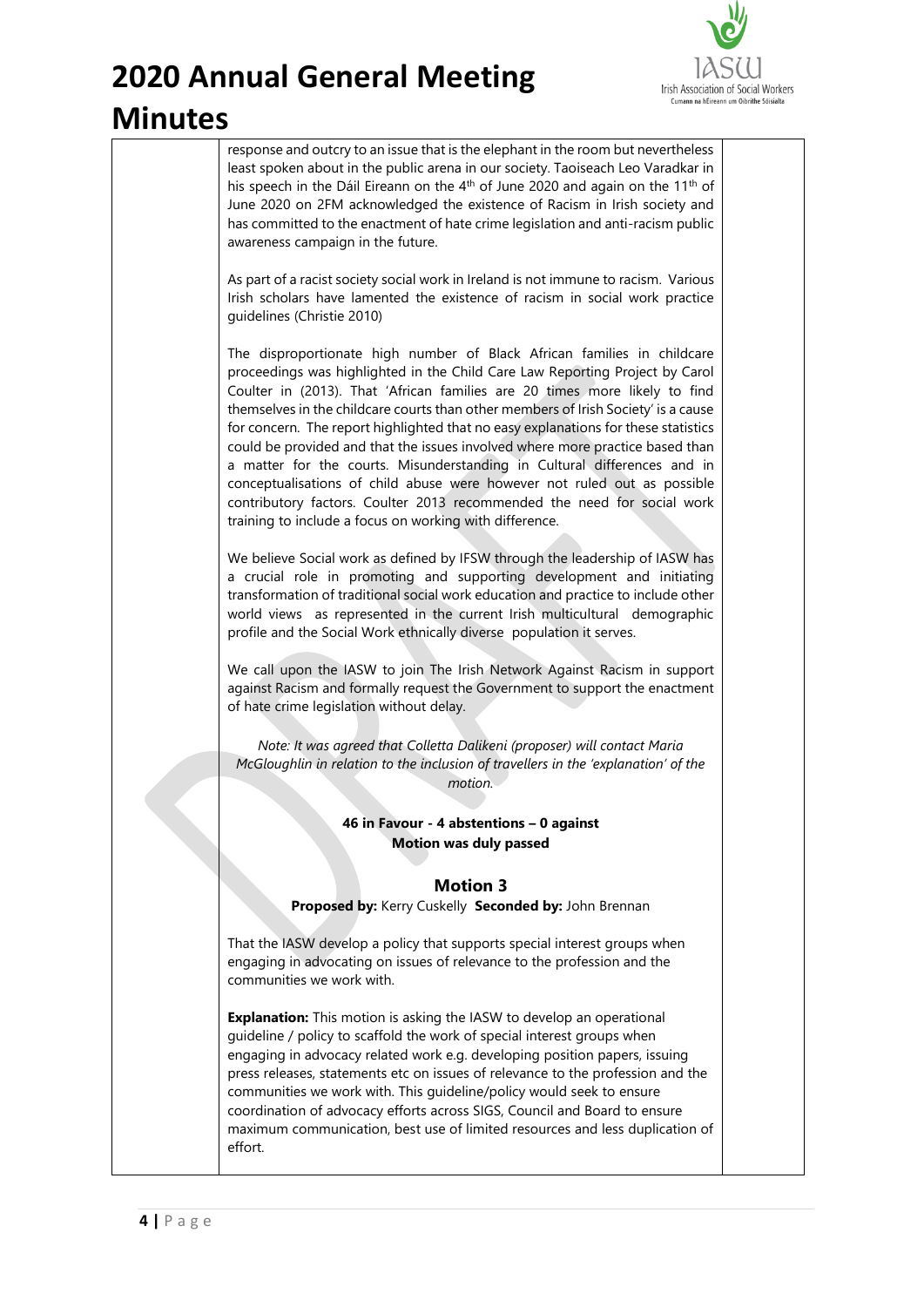response and outcry to an issue that is the elephant in the room but nevertheless least spoken about in the public arena in our society. Taoiseach Leo Varadkar in his speech in the Dáil Eireann on the 4th of June 2020 and again on the 11th of June 2020 on 2FM acknowledged the existence of Racism in Irish society and has committed to the enactment of hate crime legislation and anti-racism public awareness campaign in the future.

As part of a racist society social work in Ireland is not immune to racism. Various Irish scholars have lamented the existence of racism in social work practice guidelines (Christie 2010)

The disproportionate high number of Black African families in childcare proceedings was highlighted in the Child Care Law Reporting Project by Carol Coulter in (2013). That 'African families are 20 times more likely to find themselves in the childcare courts than other members of Irish Society' is a cause for concern. The report highlighted that no easy explanations for these statistics could be provided and that the issues involved where more practice based than a matter for the courts. Misunderstanding in Cultural differences and in conceptualisations of child abuse were however not ruled out as possible contributory factors. Coulter 2013 recommended the need for social work training to include a focus on working with difference.

We believe Social work as defined by IFSW through the leadership of IASW has a crucial role in promoting and supporting development and initiating transformation of traditional social work education and practice to include other world views as represented in the current Irish multicultural demographic profile and the Social Work ethnically diverse population it serves.

We call upon the IASW to join The Irish Network Against Racism in support against Racism and formally request the Government to support the enactment of hate crime legislation without delay.

*Note: It was agreed that Colletta Dalikeni (proposer) will contact Maria McGloughlin in relation to the inclusion of travellers in the 'explanation' of the motion.*

**46 in Favour - 4 abstentions – 0 against**
**Motion was duly passed**

### Motion 3

**Proposed by:** Kerry Cuskelly **Seconded by:** John Brennan

That the IASW develop a policy that supports special interest groups when engaging in advocating on issues of relevance to the profession and the communities we work with.

**Explanation:** This motion is asking the IASW to develop an operational guideline / policy to scaffold the work of special interest groups when engaging in advocacy related work e.g. developing position papers, issuing press releases, statements etc on issues of relevance to the profession and the communities we work with. This guideline/policy would seek to ensure coordination of advocacy efforts across SIGS, Council and Board to ensure maximum communication, best use of limited resources and less duplication of effort.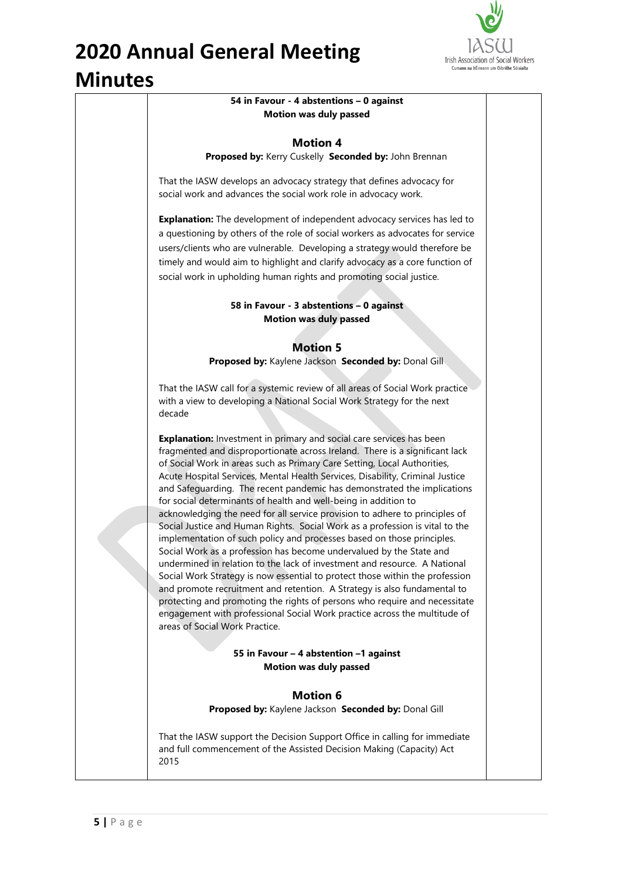**54 in Favour - 4 abstentions – 0 against**
**Motion was duly passed**

### Motion 4

**Proposed by:** Kerry Cuskelly **Seconded by:** John Brennan

That the IASW develops an advocacy strategy that defines advocacy for social work and advances the social work role in advocacy work.

**Explanation:** The development of independent advocacy services has led to a questioning by others of the role of social workers as advocates for service users/clients who are vulnerable. Developing a strategy would therefore be timely and would aim to highlight and clarify advocacy as a core function of social work in upholding human rights and promoting social justice.

**58 in Favour - 3 abstentions – 0 against**
**Motion was duly passed**

### Motion 5

**Proposed by:** Kaylene Jackson **Seconded by:** Donal Gill

That the IASW call for a systemic review of all areas of Social Work practice with a view to developing a National Social Work Strategy for the next decade

**Explanation:** Investment in primary and social care services has been fragmented and disproportionate across Ireland. There is a significant lack of Social Work in areas such as Primary Care Setting, Local Authorities, Acute Hospital Services, Mental Health Services, Disability, Criminal Justice and Safeguarding. The recent pandemic has demonstrated the implications for social determinants of health and well-being in addition to acknowledging the need for all service provision to adhere to principles of Social Justice and Human Rights. Social Work as a profession is vital to the implementation of such policy and processes based on those principles. Social Work as a profession has become undervalued by the State and undermined in relation to the lack of investment and resource. A National Social Work Strategy is now essential to protect those within the profession and promote recruitment and retention. A Strategy is also fundamental to protecting and promoting the rights of persons who require and necessitate engagement with professional Social Work practice across the multitude of areas of Social Work Practice.

**55 in Favour – 4 abstention –1 against**
**Motion was duly passed**

### Motion 6

**Proposed by:** Kaylene Jackson **Seconded by:** Donal Gill

That the IASW support the Decision Support Office in calling for immediate and full commencement of the Assisted Decision Making (Capacity) Act 2015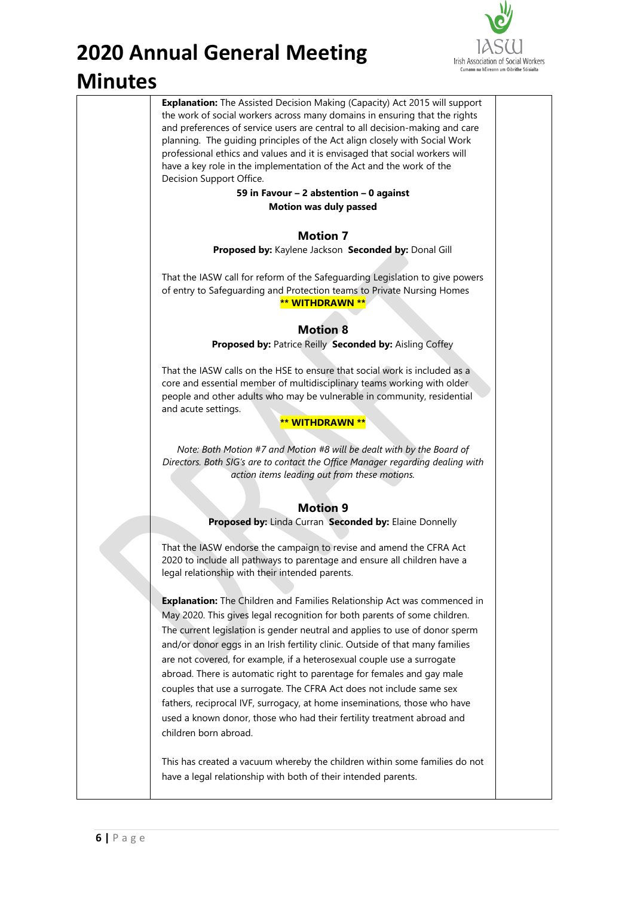**Explanation:** The Assisted Decision Making (Capacity) Act 2015 will support the work of social workers across many domains in ensuring that the rights and preferences of service users are central to all decision-making and care planning. The guiding principles of the Act align closely with Social Work professional ethics and values and it is envisaged that social workers will have a key role in the implementation of the Act and the work of the Decision Support Office.

**59 in Favour – 2 abstention – 0 against**

**Motion was duly passed**

### Motion 7

**Proposed by:** Kaylene Jackson **Seconded by:** Donal Gill

That the IASW call for reform of the Safeguarding Legislation to give powers of entry to Safeguarding and Protection teams to Private Nursing Homes

**\*\* WITHDRAWN \*\***

### Motion 8

**Proposed by:** Patrice Reilly **Seconded by:** Aisling Coffey

That the IASW calls on the HSE to ensure that social work is included as a core and essential member of multidisciplinary teams working with older people and other adults who may be vulnerable in community, residential and acute settings.

**\*\* WITHDRAWN \*\***

*Note: Both Motion #7 and Motion #8 will be dealt with by the Board of Directors. Both SIG's are to contact the Office Manager regarding dealing with action items leading out from these motions.*

### Motion 9

**Proposed by:** Linda Curran **Seconded by:** Elaine Donnelly

That the IASW endorse the campaign to revise and amend the CFRA Act 2020 to include all pathways to parentage and ensure all children have a legal relationship with their intended parents.

**Explanation:** The Children and Families Relationship Act was commenced in May 2020. This gives legal recognition for both parents of some children. The current legislation is gender neutral and applies to use of donor sperm and/or donor eggs in an Irish fertility clinic. Outside of that many families are not covered, for example, if a heterosexual couple use a surrogate abroad. There is automatic right to parentage for females and gay male couples that use a surrogate. The CFRA Act does not include same sex fathers, reciprocal IVF, surrogacy, at home inseminations, those who have used a known donor, those who had their fertility treatment abroad and children born abroad.

This has created a vacuum whereby the children within some families do not have a legal relationship with both of their intended parents.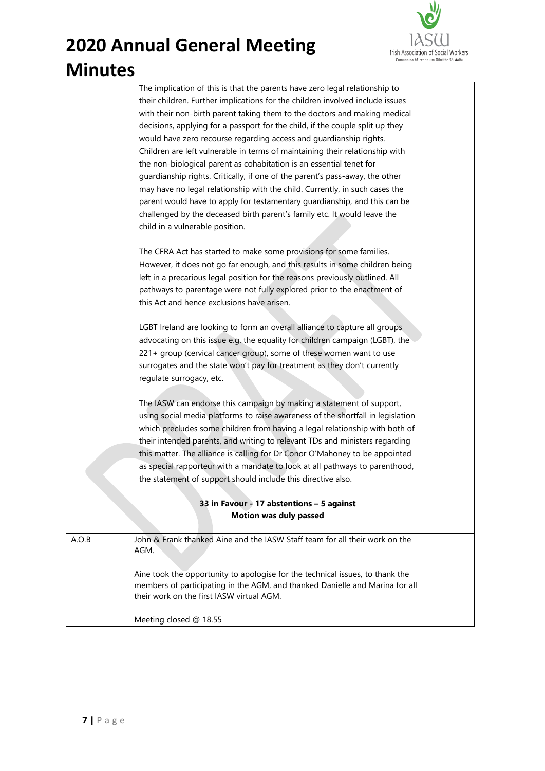# 2020 Annual General Meeting Minutes

| | | |
|---|---|---|
| | The implication of this is that the parents have zero legal relationship to their children. Further implications for the children involved include issues with their non-birth parent taking them to the doctors and making medical decisions, applying for a passport for the child, if the couple split up they would have zero recourse regarding access and guardianship rights. Children are left vulnerable in terms of maintaining their relationship with the non-biological parent as cohabitation is an essential tenet for guardianship rights. Critically, if one of the parent's pass-away, the other may have no legal relationship with the child. Currently, in such cases the parent would have to apply for testamentary guardianship, and this can be challenged by the deceased birth parent's family etc. It would leave the child in a vulnerable position.<br><br>The CFRA Act has started to make some provisions for some families. However, it does not go far enough, and this results in some children being left in a precarious legal position for the reasons previously outlined. All pathways to parentage were not fully explored prior to the enactment of this Act and hence exclusions have arisen.<br><br>LGBT Ireland are looking to form an overall alliance to capture all groups advocating on this issue e.g. the equality for children campaign (LGBT), the 221+ group (cervical cancer group), some of these women want to use surrogates and the state won't pay for treatment as they don't currently regulate surrogacy, etc.<br><br>The IASW can endorse this campaign by making a statement of support, using social media platforms to raise awareness of the shortfall in legislation which precludes some children from having a legal relationship with both of their intended parents, and writing to relevant TDs and ministers regarding this matter. The alliance is calling for Dr Conor O'Mahoney to be appointed as special rapporteur with a mandate to look at all pathways to parenthood, the statement of support should include this directive also.<br><br>**33 in Favour - 17 abstentions – 5 against**<br>**Motion was duly passed** | |
| A.O.B | John & Frank thanked Aine and the IASW Staff team for all their work on the AGM.<br><br>Aine took the opportunity to apologise for the technical issues, to thank the members of participating in the AGM, and thanked Danielle and Marina for all their work on the first IASW virtual AGM.<br><br>Meeting closed @ 18.55 | |